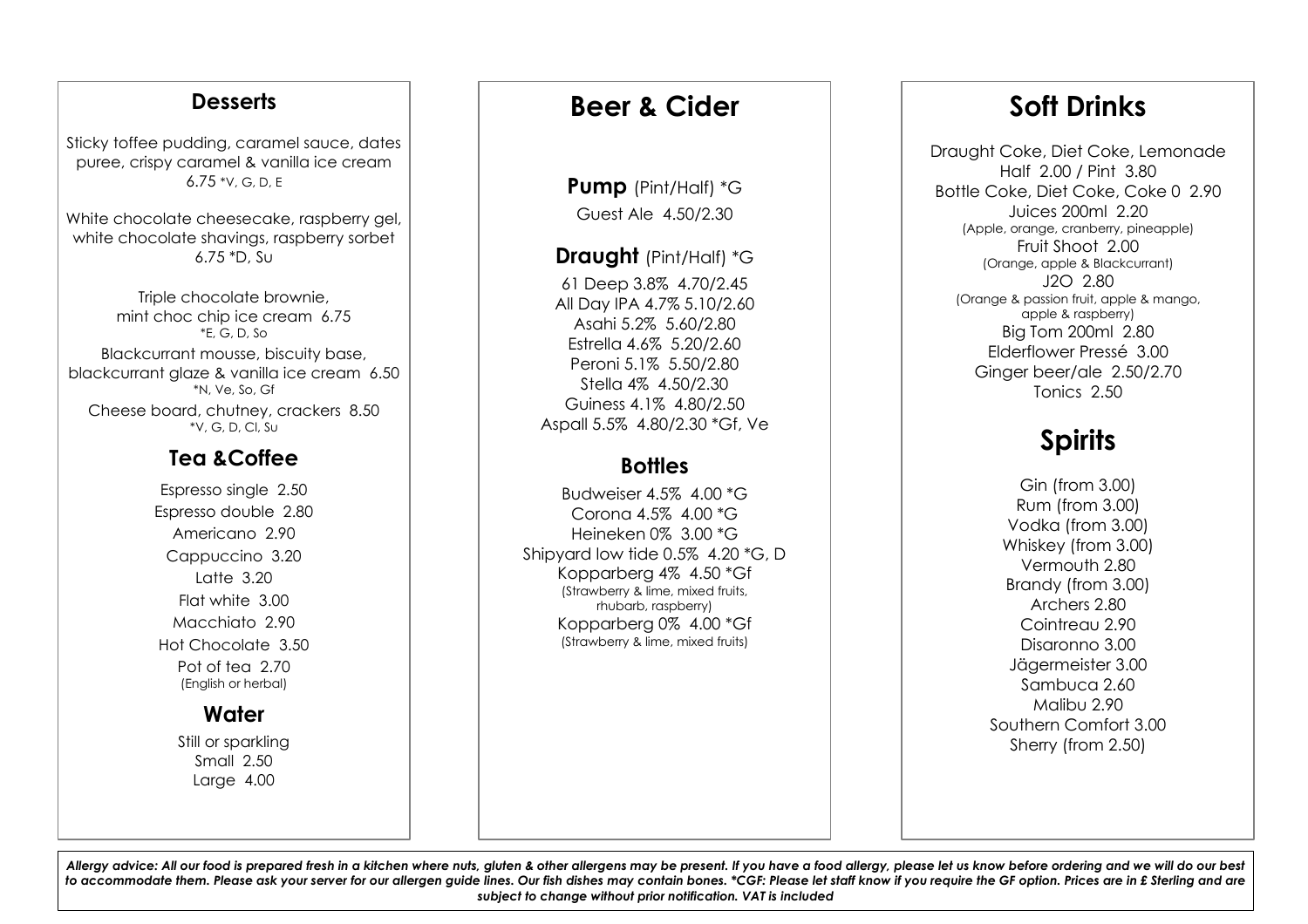## Desserts

Sticky toffee pudding, caramel sauce, dates puree, crispy caramel & vanilla ice cream
6.75 *V, G, D, E

White chocolate cheesecake, raspberry gel, white chocolate shavings, raspberry sorbet
6.75 *D, Su

Triple chocolate brownie, mint choc chip ice cream 6.75
*E, G, D, So

Blackcurrant mousse, biscuity base, blackcurrant glaze & vanilla ice cream 6.50
*N, Ve, So, Gf

Cheese board, chutney, crackers 8.50
*V, G, D, Cl, Su

## Tea &Coffee

Espresso single 2.50
Espresso double 2.80
Americano 2.90
Cappuccino 3.20
Latte 3.20
Flat white 3.00
Macchiato 2.90
Hot Chocolate 3.50
Pot of tea 2.70
(English or herbal)

## Water

Still or sparkling
Small 2.50
Large 4.00

# Beer & Cider

### Pump (Pint/Half) *G

Guest Ale 4.50/2.30

### Draught (Pint/Half) *G

61 Deep 3.8% 4.70/2.45
All Day IPA 4.7% 5.10/2.60
Asahi 5.2% 5.60/2.80
Estrella 4.6% 5.20/2.60
Peroni 5.1% 5.50/2.80
Stella 4% 4.50/2.30
Guiness 4.1% 4.80/2.50
Aspall 5.5% 4.80/2.30 *Gf, Ve

### Bottles

Budweiser 4.5% 4.00 *G
Corona 4.5% 4.00 *G
Heineken 0% 3.00 *G
Shipyard low tide 0.5% 4.20 *G, D
Kopparberg 4% 4.50 *Gf
(Strawberry & lime, mixed fruits, rhubarb, raspberry)
Kopparberg 0% 4.00 *Gf
(Strawberry & lime, mixed fruits)

# Soft Drinks

Draught Coke, Diet Coke, Lemonade
Half 2.00 / Pint 3.80
Bottle Coke, Diet Coke, Coke 0 2.90
Juices 200ml 2.20
(Apple, orange, cranberry, pineapple)
Fruit Shoot 2.00
(Orange, apple & Blackcurrant)
J2O 2.80
(Orange & passion fruit, apple & mango, apple & raspberry)
Big Tom 200ml 2.80
Elderflower Pressé 3.00
Ginger beer/ale 2.50/2.70
Tonics 2.50

# Spirits

Gin (from 3.00)
Rum (from 3.00)
Vodka (from 3.00)
Whiskey (from 3.00)
Vermouth 2.80
Brandy (from 3.00)
Archers 2.80
Cointreau 2.90
Disaronno 3.00
Jägermeister 3.00
Sambuca 2.60
Malibu 2.90
Southern Comfort 3.00
Sherry (from 2.50)

***Allergy advice: All our food is prepared fresh in a kitchen where nuts, gluten & other allergens may be present. If you have a food allergy, please let us know before ordering and we will do our best to accommodate them. Please ask your server for our allergen guide lines. Our fish dishes may contain bones. *CGF: Please let staff know if you require the GF option. Prices are in £ Sterling and are subject to change without prior notification. VAT is included***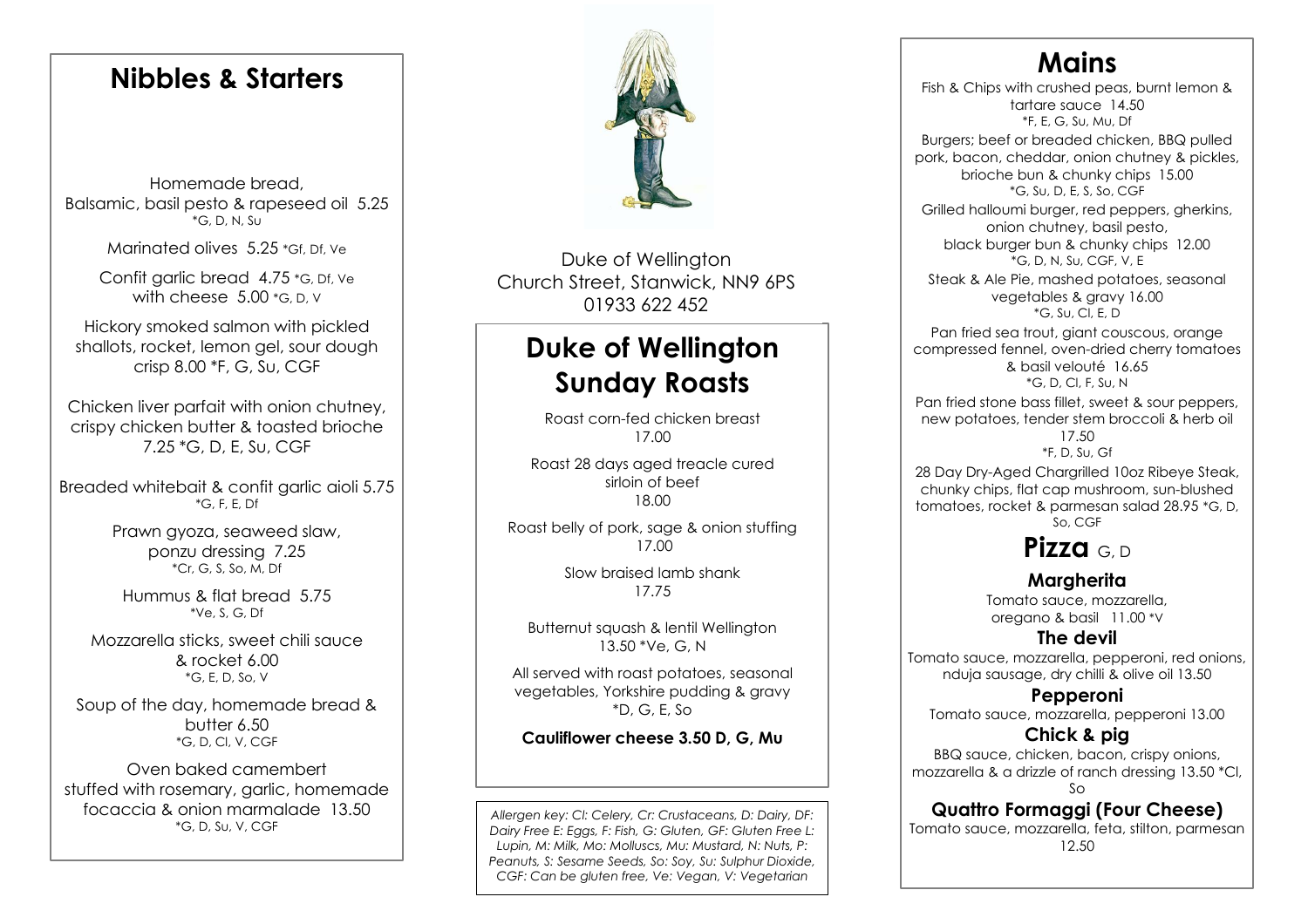## Nibbles & Starters

Homemade bread,
Balsamic, basil pesto & rapeseed oil 5.25
*G, D, N, Su

Marinated olives 5.25 *Gf, Df, Ve

Confit garlic bread 4.75 *G, Df, Ve
with cheese 5.00 *G, D, V

Hickory smoked salmon with pickled shallots, rocket, lemon gel, sour dough crisp 8.00 *F, G, Su, CGF

Chicken liver parfait with onion chutney, crispy chicken butter & toasted brioche 7.25 *G, D, E, Su, CGF

Breaded whitebait & confit garlic aioli 5.75
*G, F, E, Df

Prawn gyoza, seaweed slaw, ponzu dressing 7.25
*Cr, G, S, So, M, Df

Hummus & flat bread 5.75
*Ve, S, G, Df

Mozzarella sticks, sweet chili sauce & rocket 6.00
*G, E, D, So, V

Soup of the day, homemade bread & butter 6.50
*G, D, Cl, V, CGF

Oven baked camembert stuffed with rosemary, garlic, homemade focaccia & onion marmalade 13.50
*G, D, Su, V, CGF

Duke of Wellington
Church Street, Stanwick, NN9 6PS
01933 622 452

## Duke of Wellington Sunday Roasts

Roast corn-fed chicken breast
17.00

Roast 28 days aged treacle cured sirloin of beef
18.00

Roast belly of pork, sage & onion stuffing
17.00

Slow braised lamb shank
17.75

Butternut squash & lentil Wellington
13.50 *Ve, G, N

All served with roast potatoes, seasonal vegetables, Yorkshire pudding & gravy
*D, G, E, So

**Cauliflower cheese 3.50 D, G, Mu**

*Allergen key: Cl: Celery, Cr: Crustaceans, D: Dairy, DF: Dairy Free E: Eggs, F: Fish, G: Gluten, GF: Gluten Free L: Lupin, M: Milk, Mo: Molluscs, Mu: Mustard, N: Nuts, P: Peanuts, S: Sesame Seeds, So: Soy, Su: Sulphur Dioxide, CGF: Can be gluten free, Ve: Vegan, V: Vegetarian*

## Mains

Fish & Chips with crushed peas, burnt lemon & tartare sauce 14.50
*F, E, G, Su, Mu, Df

Burgers; beef or breaded chicken, BBQ pulled pork, bacon, cheddar, onion chutney & pickles, brioche bun & chunky chips 15.00
*G, Su, D, E, S, So, CGF

Grilled halloumi burger, red peppers, gherkins, onion chutney, basil pesto, black burger bun & chunky chips 12.00
*G, D, N, Su, CGF, V, E

Steak & Ale Pie, mashed potatoes, seasonal vegetables & gravy 16.00
*G, Su, Cl, E, D

Pan fried sea trout, giant couscous, orange compressed fennel, oven-dried cherry tomatoes & basil velouté 16.65
*G, D, Cl, F, Su, N

Pan fried stone bass fillet, sweet & sour peppers, new potatoes, tender stem broccoli & herb oil
17.50
*F, D, Su, Gf

28 Day Dry-Aged Chargrilled 10oz Ribeye Steak, chunky chips, flat cap mushroom, sun-blushed tomatoes, rocket & parmesan salad 28.95 *G, D, So, CGF

## Pizza G, D

### Margherita
Tomato sauce, mozzarella, oregano & basil 11.00 *V

### The devil
Tomato sauce, mozzarella, pepperoni, red onions, nduja sausage, dry chilli & olive oil 13.50

### Pepperoni
Tomato sauce, mozzarella, pepperoni 13.00

### Chick & pig
BBQ sauce, chicken, bacon, crispy onions, mozzarella & a drizzle of ranch dressing 13.50 *Cl, So

### Quattro Formaggi (Four Cheese)
Tomato sauce, mozzarella, feta, stilton, parmesan
12.50